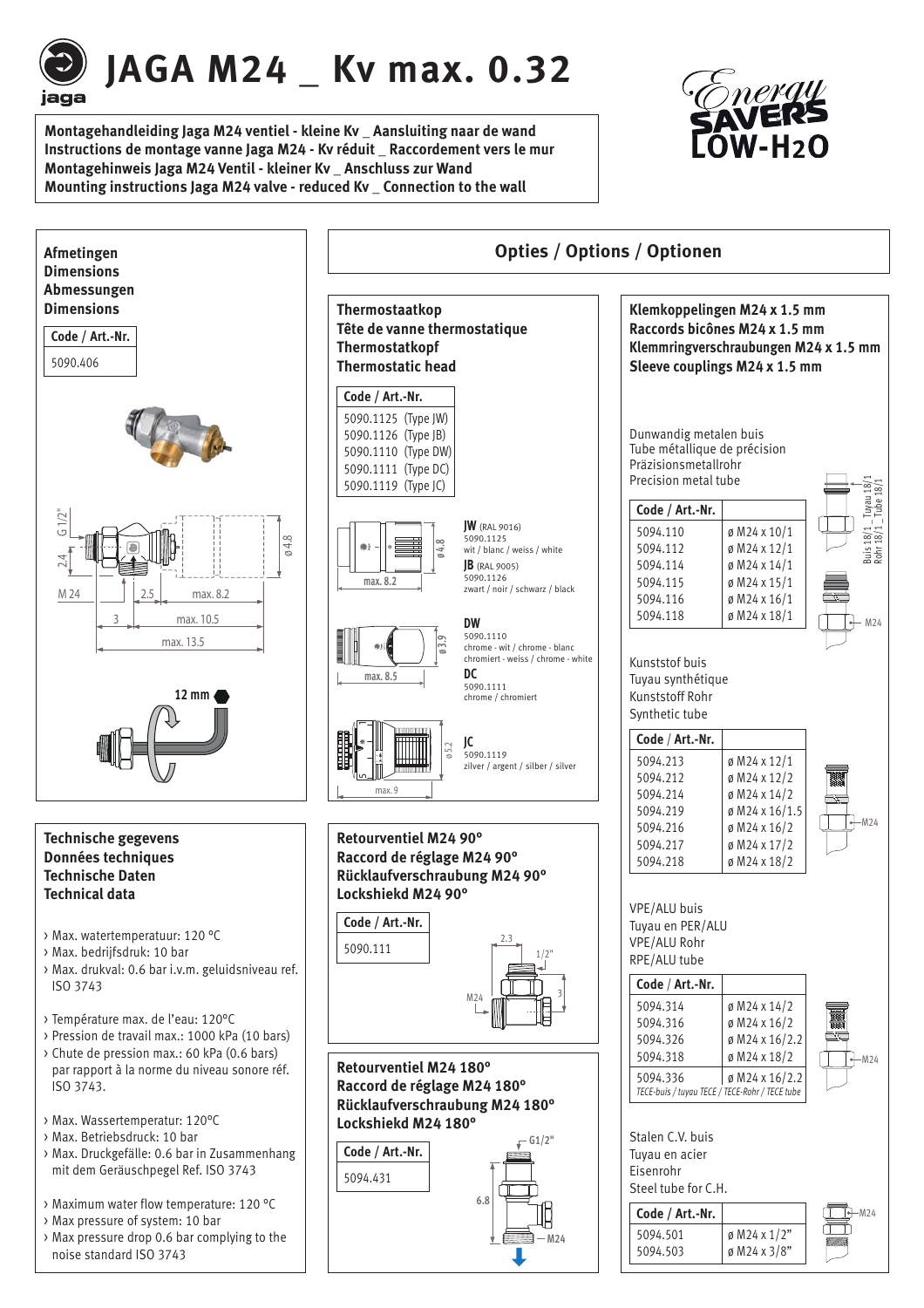# JAGA M24 _ Kv max. 0.32

**Montagehandleiding Jaga M24 ventiel - kleine Kv _ Aansluiting naar de wand**
**Instructions de montage vanne Jaga M24 - Kv réduit _ Raccordement vers le mur**
**Montagehinweis Jaga M24 Ventil - kleiner Kv _ Anschluss zur Wand**
**Mounting instructions Jaga M24 valve - reduced Kv _ Connection to the wall**

Energy SAVERS LOW-H2O

## Afmetingen / Dimensions / Abmessungen / Dimensions

| Code / Art.-Nr. |
|---|
| 5090.406 |

G 1/2" · 2.4 · M 24 · 2.5 · max. 8.2 · 3 · max. 10.5 · max. 13.5 · ø 4.8

12 mm

## Technische gegevens / Données techniques / Technische Daten / Technical data

- Max. watertemperatuur: 120 °C
- Max. bedrijfsdruk: 10 bar
- Max. drukval: 0.6 bar i.v.m. geluidsniveau ref. ISO 3743

- Température max. de l'eau: 120°C
- Pression de travail max.: 1000 kPa (10 bars)
- Chute de pression max.: 60 kPa (0.6 bars) par rapport à la norme du niveau sonore réf. ISO 3743.

- Max. Wassertemperatur: 120°C
- Max. Betriebsdruck: 10 bar
- Max. Druckgefälle: 0.6 bar in Zusammenhang mit dem Geräuschpegel Ref. ISO 3743

- Maximum water flow temperature: 120 °C
- Max pressure of system: 10 bar
- Max pressure drop 0.6 bar complying to the noise standard ISO 3743

## Opties / Options / Optionen

### Thermostaatkop / Tête de vanne thermostatique / Thermostatkopf / Thermostatic head

| Code / Art.-Nr. |
|---|
| 5090.1125 (Type JW) |
| 5090.1126 (Type JB) |
| 5090.1110 (Type DW) |
| 5090.1111 (Type DC) |
| 5090.1119 (Type JC) |

**JW** (RAL 9016) 5090.1125 wit / blanc / weiss / white — ø 4.8, max. 8.2

**JB** (RAL 9005) 5090.1126 zwart / noir / schwarz / black

**DW** 5090.1110 chrome - wit / chrome - blanc chromiert - weiss / chrome - white — ø 3.9, max. 8.5

**DC** 5090.1111 chrome / chromiert

**JC** 5090.1119 zilver / argent / silber / silver — ø 5.2, max. 9

### Retourventiel M24 90° / Raccord de réglage M24 90° / Rücklaufverschraubung M24 90° / Lockshiekd M24 90°

| Code / Art.-Nr. |
|---|
| 5090.111 |

2.3 · 1/2" · M24 · 3

### Retourventiel M24 180° / Raccord de réglage M24 180° / Rücklaufverschraubung M24 180° / Lockshiekd M24 180°

| Code / Art.-Nr. |
|---|
| 5094.431 |

G1/2" · 6.8 · M24

### Klemkoppelingen M24 x 1.5 mm / Raccords bicônes M24 x 1.5 mm / Klemmringverschraubungen M24 x 1.5 mm / Sleeve couplings M24 x 1.5 mm

Dunwandig metalen buis
Tube métallique de précision
Präzisionsmetallrohr
Precision metal tube

| Code / Art.-Nr. | |
|---|---|
| 5094.110 | ø M24 x 10/1 |
| 5094.112 | ø M24 x 12/1 |
| 5094.114 | ø M24 x 14/1 |
| 5094.115 | ø M24 x 15/1 |
| 5094.116 | ø M24 x 16/1 |
| 5094.118 | ø M24 x 18/1 |

Buis 18/1 _ Tuyau 18/1 / Rohr 18/1 _ Tube 18/1 · M24

Kunststof buis
Tuyau synthétique
Kunststoff Rohr
Synthetic tube

| Code / Art.-Nr. | |
|---|---|
| 5094.213 | ø M24 x 12/1 |
| 5094.212 | ø M24 x 12/2 |
| 5094.214 | ø M24 x 14/2 |
| 5094.219 | ø M24 x 16/1.5 |
| 5094.216 | ø M24 x 16/2 |
| 5094.217 | ø M24 x 17/2 |
| 5094.218 | ø M24 x 18/2 |

VPE/ALU buis
Tuyau en PER/ALU
VPE/ALU Rohr
RPE/ALU tube

| Code / Art.-Nr. | |
|---|---|
| 5094.314 | ø M24 x 14/2 |
| 5094.316 | ø M24 x 16/2 |
| 5094.326 | ø M24 x 16/2.2 |
| 5094.318 | ø M24 x 18/2 |
| 5094.336 | ø M24 x 16/2.2 |

*TECE-buis / tuyau TECE / TECE-Rohr / TECE tube*

Stalen C.V. buis
Tuyau en acier
Eisenrohr
Steel tube for C.H.

| Code / Art.-Nr. | |
|---|---|
| 5094.501 | ø M24 x 1/2" |
| 5094.503 | ø M24 x 3/8" |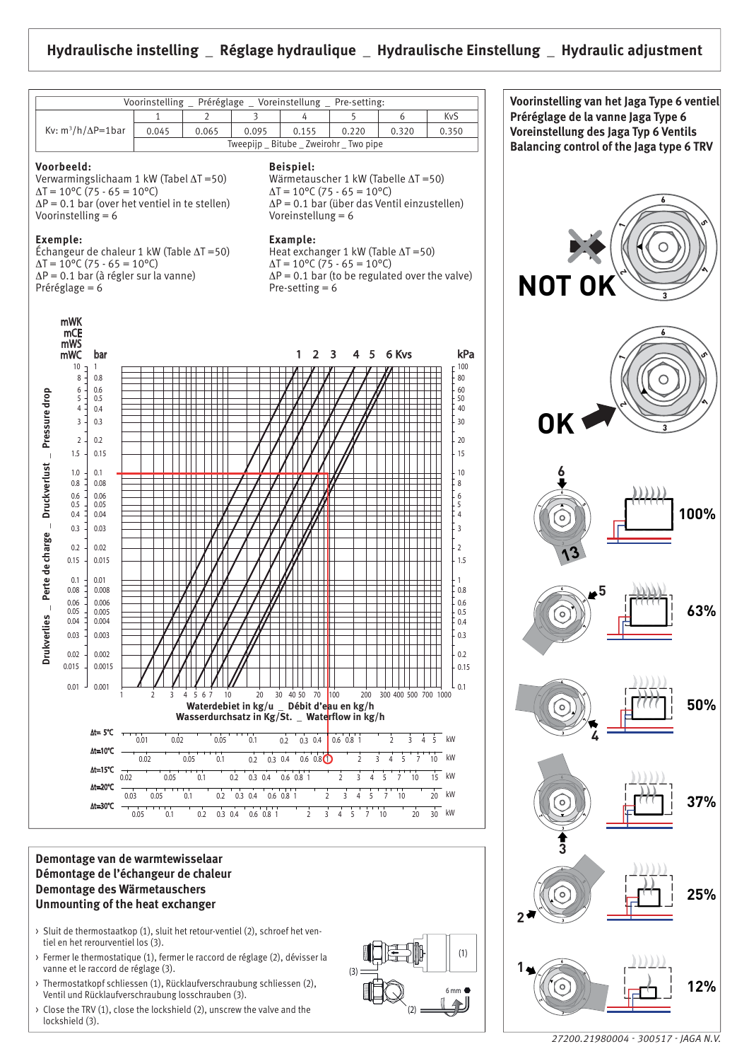# Hydraulische instelling _ Réglage hydraulique _ Hydraulische Einstellung _ Hydraulic adjustment

| | Voorinstelling _ Préréglage _ Voreinstellung _ Pre-setting: | | | | | | |
|---|---|---|---|---|---|---|---|
| | 1 | 2 | 3 | 4 | 5 | 6 | KvS |
| Kv: m³/h/ΔP=1bar | 0.045 | 0.065 | 0.095 | 0.155 | 0.220 | 0.320 | 0.350 |
| | Tweepijp _ Bitube _ Zweirohr _ Two pipe | | | | | | |

**Voorbeeld:**
Verwarmingslichaam 1 kW (Tabel ΔT =50)
ΔT = 10°C (75 - 65 = 10°C)
ΔP = 0.1 bar (over het ventiel in te stellen)
Voorinstelling = 6

**Beispiel:**
Wärmetauscher 1 kW (Tabelle ΔT =50)
ΔT = 10°C (75 - 65 = 10°C)
ΔP = 0.1 bar (über das Ventil einzustellen)
Voreinstellung = 6

**Exemple:**
Échangeur de chaleur 1 kW (Table ΔT =50)
ΔT = 10°C (75 - 65 = 10°C)
ΔP = 0.1 bar (à régler sur la vanne)
Préréglage = 6

**Example:**
Heat exchanger 1 kW (Table ΔT =50)
ΔT = 10°C (75 - 65 = 10°C)
ΔP = 0.1 bar (to be regulated over the valve)
Pre-setting = 6

mWK mCE mWS mWC
bar
1 2 3 4 5 6 Kvs
kPa

Drukverlies _ Perte de charge _ Druckverlust _ Pressure drop

Waterdebiet in kg/u _ Débit d'eau en kg/h
Wasserdurchsatz in Kg/St. _ Waterflow in kg/h

Δt= 5°C
Δt=10°C
Δt=15°C
Δt=20°C
Δt=30°C
kW

**Voorinstelling van het Jaga Type 6 ventiel**
**Préréglage de la vanne Jaga Type 6**
**Voreinstellung des Jaga Typ 6 Ventils**
**Balancing control of the Jaga type 6 TRV**

NOT OK

OK

6 — 13 — 100%

5 — 63%

4 — 50%

3 — 37%

2 — 25%

1 — 12%

**Demontage van de warmtewisselaar**
**Démontage de l'échangeur de chaleur**
**Demontage des Wärmetauschers**
**Unmounting of the heat exchanger**

- Sluit de thermostaatkop (1), sluit het retour-ventiel (2), schroef het ventiel en het reroerventiel los (3).
- Fermer le thermostatique (1), fermer le raccord de réglage (2), dévisser la vanne et le raccord de réglage (3).
- Thermostatkopf schliessen (1), Rücklaufverschraubung schliessen (2), Ventil und Rücklaufverschraubung losschrauben (3).
- Close the TRV (1), close the lockshield (2), unscrew the valve and the lockshield (3).

(1) (2) (3) 6 mm

27200.21980004 - 300517 - JAGA N.V.